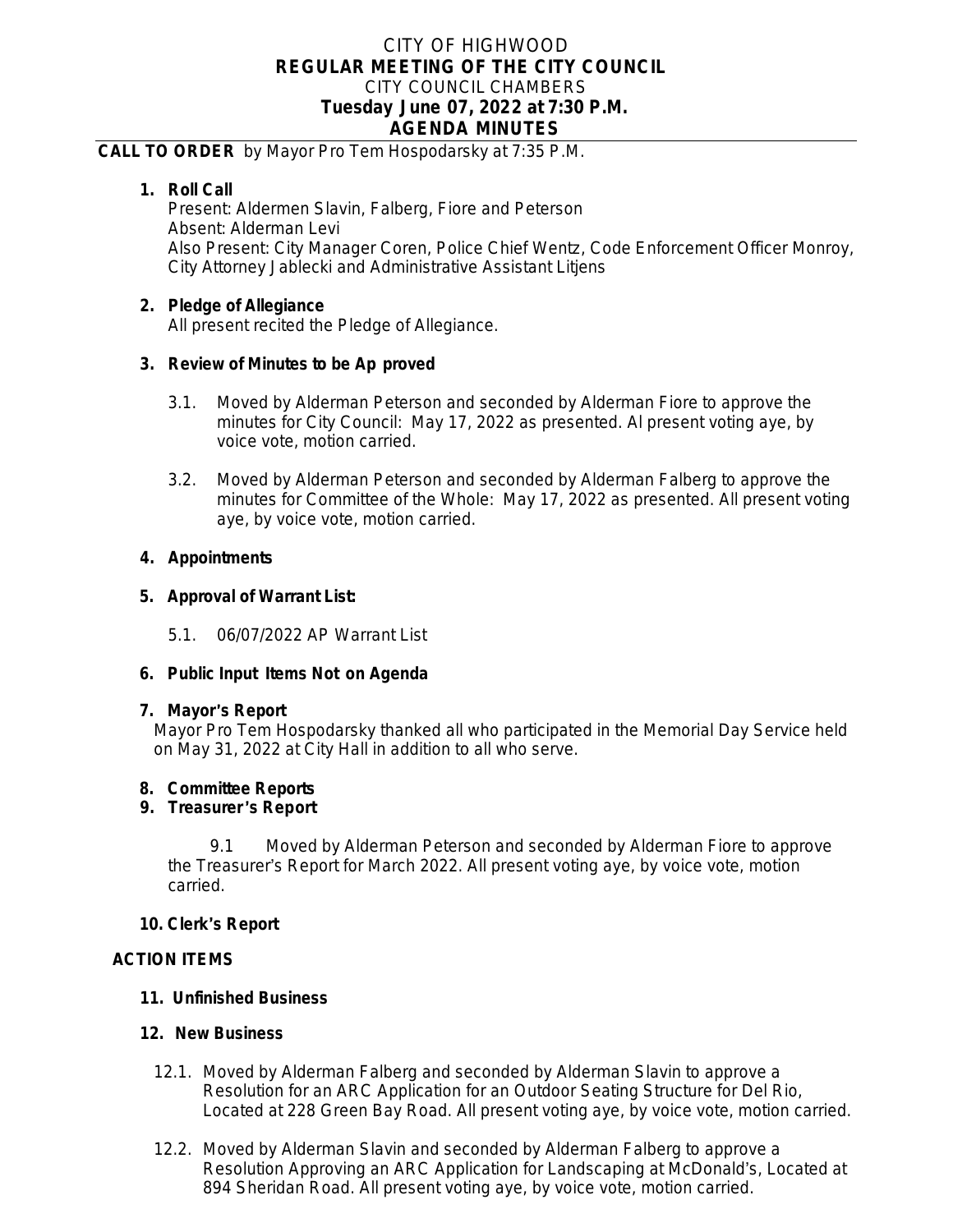# CITY OF HIGHWOOD
## REGULAR MEETING OF THE CITY COUNCIL
CITY COUNCIL CHAMBERS
**Tuesday June 07, 2022 at 7:30 P.M.**
**AGENDA MINUTES**

**CALL TO ORDER** by Mayor Pro Tem Hospodarsky at 7:35 P.M.

1. **Roll Call**
   Present: Aldermen Slavin, Falberg, Fiore and Peterson
   Absent: Alderman Levi
   Also Present: City Manager Coren, Police Chief Wentz, Code Enforcement Officer Monroy, City Attorney Jablecki and Administrative Assistant Litjens

2. **Pledge of Allegiance**
   All present recited the Pledge of Allegiance.

3. **Review of Minutes to be Ap proved**

   3.1. Moved by Alderman Peterson and seconded by Alderman Fiore to approve the minutes for City Council: May 17, 2022 as presented. Al present voting aye, by voice vote, motion carried.

   3.2. Moved by Alderman Peterson and seconded by Alderman Falberg to approve the minutes for Committee of the Whole: May 17, 2022 as presented. All present voting aye, by voice vote, motion carried.

4. **Appointments**

5. **Approval of Warrant List:**

   5.1. 06/07/2022 AP Warrant List

6. **Public Input Items Not on Agenda**

7. **Mayor's Report**
   Mayor Pro Tem Hospodarsky thanked all who participated in the Memorial Day Service held on May 31, 2022 at City Hall in addition to all who serve.

8. **Committee Reports**

9. **Treasurer's Report**

   9.1 Moved by Alderman Peterson and seconded by Alderman Fiore to approve the Treasurer's Report for March 2022. All present voting aye, by voice vote, motion carried.

10. **Clerk's Report**

**ACTION ITEMS**

11. **Unfinished Business**

12. **New Business**

   12.1. Moved by Alderman Falberg and seconded by Alderman Slavin to approve a Resolution for an ARC Application for an Outdoor Seating Structure for Del Rio, Located at 228 Green Bay Road. All present voting aye, by voice vote, motion carried.

   12.2. Moved by Alderman Slavin and seconded by Alderman Falberg to approve a Resolution Approving an ARC Application for Landscaping at McDonald's, Located at 894 Sheridan Road. All present voting aye, by voice vote, motion carried.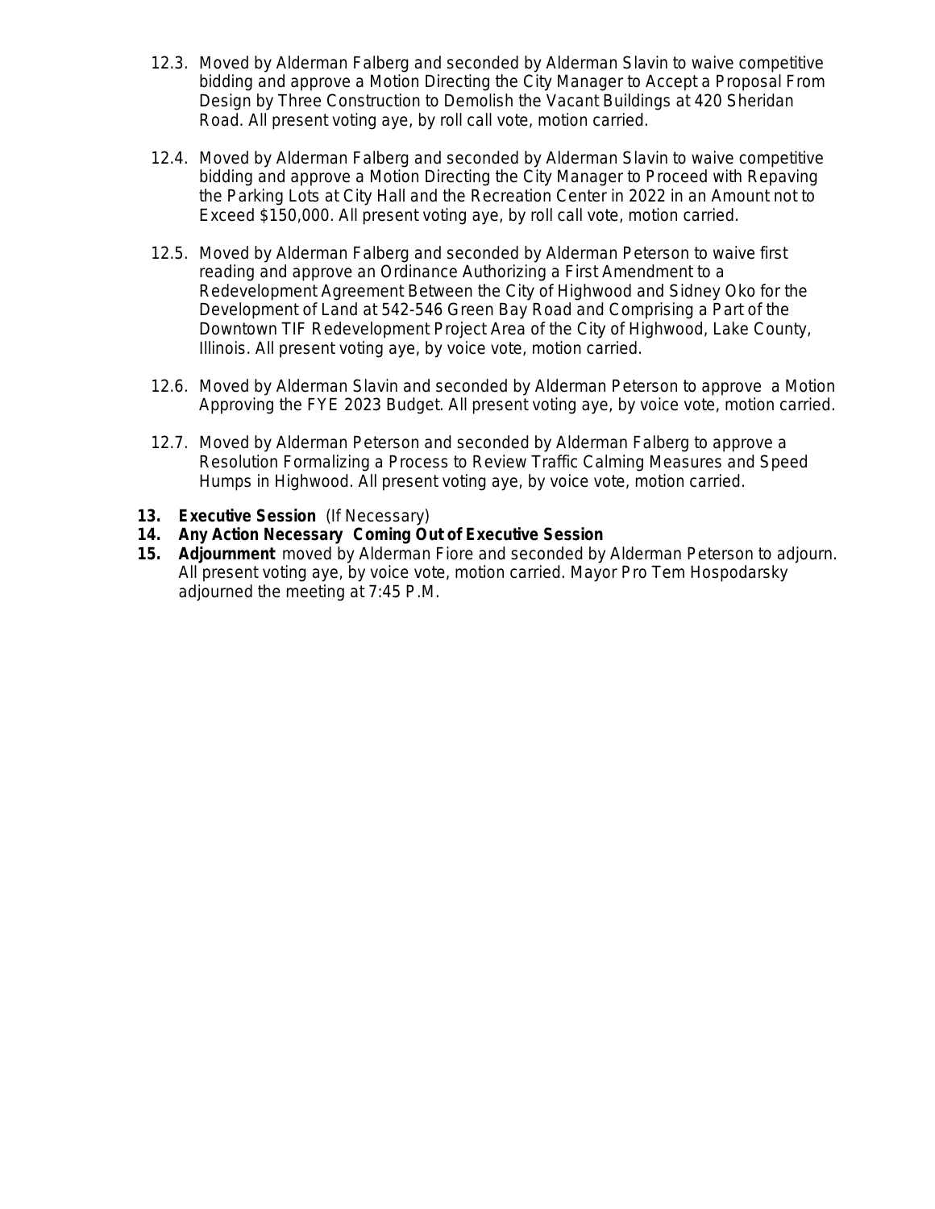12.3. Moved by Alderman Falberg and seconded by Alderman Slavin to waive competitive bidding and approve a Motion Directing the City Manager to Accept a Proposal From Design by Three Construction to Demolish the Vacant Buildings at 420 Sheridan Road. All present voting aye, by roll call vote, motion carried.

12.4. Moved by Alderman Falberg and seconded by Alderman Slavin to waive competitive bidding and approve a Motion Directing the City Manager to Proceed with Repaving the Parking Lots at City Hall and the Recreation Center in 2022 in an Amount not to Exceed $150,000. All present voting aye, by roll call vote, motion carried.

12.5. Moved by Alderman Falberg and seconded by Alderman Peterson to waive first reading and approve an Ordinance Authorizing a First Amendment to a Redevelopment Agreement Between the City of Highwood and Sidney Oko for the Development of Land at 542-546 Green Bay Road and Comprising a Part of the Downtown TIF Redevelopment Project Area of the City of Highwood, Lake County, Illinois. All present voting aye, by voice vote, motion carried.

12.6. Moved by Alderman Slavin and seconded by Alderman Peterson to approve a Motion Approving the FYE 2023 Budget. All present voting aye, by voice vote, motion carried.

12.7. Moved by Alderman Peterson and seconded by Alderman Falberg to approve a Resolution Formalizing a Process to Review Traffic Calming Measures and Speed Humps in Highwood. All present voting aye, by voice vote, motion carried.

**13. Executive Session** (If Necessary)

**14. Any Action Necessary Coming Out of Executive Session**

**15. Adjournment** moved by Alderman Fiore and seconded by Alderman Peterson to adjourn. All present voting aye, by voice vote, motion carried. Mayor Pro Tem Hospodarsky adjourned the meeting at 7:45 P.M.